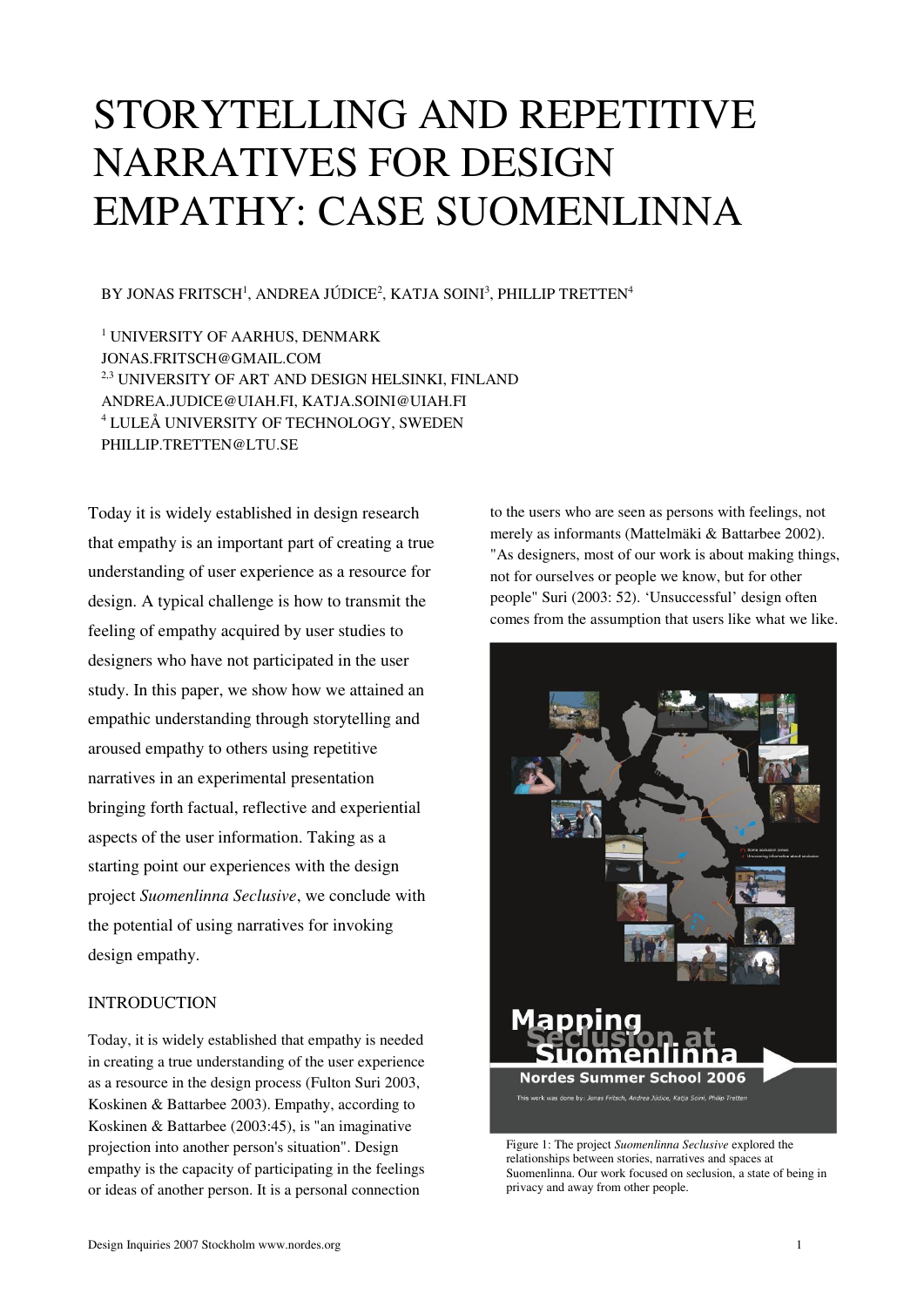# STORYTELLING AND REPETITIVE NARRATIVES FOR DESIGN EMPATHY: CASE SUOMENLINNA

BY JONAS FRITSCH[1], ANDREA JÚDICE[2], KATJA SOINI[3], PHILLIP TRETTEN[4]

[1] UNIVERSITY OF AARHUS, DENMARK
JONAS.FRITSCH@GMAIL.COM
[2,3] UNIVERSITY OF ART AND DESIGN HELSINKI, FINLAND
ANDREA.JUDICE@UIAH.FI, KATJA.SOINI@UIAH.FI
[4] LULEÅ UNIVERSITY OF TECHNOLOGY, SWEDEN
PHILLIP.TRETTEN@LTU.SE

Today it is widely established in design research that empathy is an important part of creating a true understanding of user experience as a resource for design. A typical challenge is how to transmit the feeling of empathy acquired by user studies to designers who have not participated in the user study. In this paper, we show how we attained an empathic understanding through storytelling and aroused empathy to others using repetitive narratives in an experimental presentation bringing forth factual, reflective and experiential aspects of the user information. Taking as a starting point our experiences with the design project *Suomenlinna Seclusive*, we conclude with the potential of using narratives for invoking design empathy.

## INTRODUCTION

Today, it is widely established that empathy is needed in creating a true understanding of the user experience as a resource in the design process (Fulton Suri 2003, Koskinen & Battarbee 2003). Empathy, according to Koskinen & Battarbee (2003:45), is "an imaginative projection into another person's situation". Design empathy is the capacity of participating in the feelings or ideas of another person. It is a personal connection to the users who are seen as persons with feelings, not merely as informants (Mattelmäki & Battarbee 2002). "As designers, most of our work is about making things, not for ourselves or people we know, but for other people" Suri (2003: 52). 'Unsuccessful' design often comes from the assumption that users like what we like.

Figure 1: The project *Suomenlinna Seclusive* explored the relationships between stories, narratives and spaces at Suomenlinna. Our work focused on seclusion, a state of being in privacy and away from other people.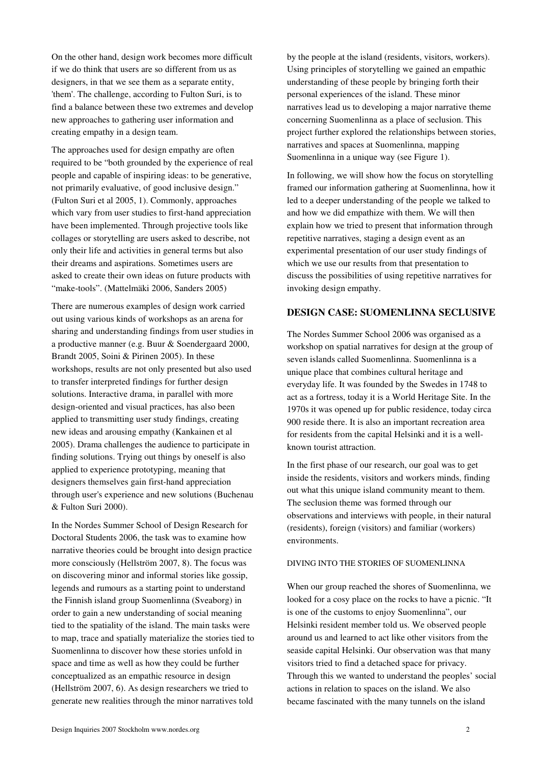On the other hand, design work becomes more difficult if we do think that users are so different from us as designers, in that we see them as a separate entity, 'them'. The challenge, according to Fulton Suri, is to find a balance between these two extremes and develop new approaches to gathering user information and creating empathy in a design team.

The approaches used for design empathy are often required to be "both grounded by the experience of real people and capable of inspiring ideas: to be generative, not primarily evaluative, of good inclusive design." (Fulton Suri et al 2005, 1). Commonly, approaches which vary from user studies to first-hand appreciation have been implemented. Through projective tools like collages or storytelling are users asked to describe, not only their life and activities in general terms but also their dreams and aspirations. Sometimes users are asked to create their own ideas on future products with "make-tools". (Mattelmäki 2006, Sanders 2005)

There are numerous examples of design work carried out using various kinds of workshops as an arena for sharing and understanding findings from user studies in a productive manner (e.g. Buur & Soendergaard 2000, Brandt 2005, Soini & Pirinen 2005). In these workshops, results are not only presented but also used to transfer interpreted findings for further design solutions. Interactive drama, in parallel with more design-oriented and visual practices, has also been applied to transmitting user study findings, creating new ideas and arousing empathy (Kankainen et al 2005). Drama challenges the audience to participate in finding solutions. Trying out things by oneself is also applied to experience prototyping, meaning that designers themselves gain first-hand appreciation through user's experience and new solutions (Buchenau & Fulton Suri 2000).

In the Nordes Summer School of Design Research for Doctoral Students 2006, the task was to examine how narrative theories could be brought into design practice more consciously (Hellström 2007, 8). The focus was on discovering minor and informal stories like gossip, legends and rumours as a starting point to understand the Finnish island group Suomenlinna (Sveaborg) in order to gain a new understanding of social meaning tied to the spatiality of the island. The main tasks were to map, trace and spatially materialize the stories tied to Suomenlinna to discover how these stories unfold in space and time as well as how they could be further conceptualized as an empathic resource in design (Hellström 2007, 6). As design researchers we tried to generate new realities through the minor narratives told by the people at the island (residents, visitors, workers). Using principles of storytelling we gained an empathic understanding of these people by bringing forth their personal experiences of the island. These minor narratives lead us to developing a major narrative theme concerning Suomenlinna as a place of seclusion. This project further explored the relationships between stories, narratives and spaces at Suomenlinna, mapping Suomenlinna in a unique way (see Figure 1).

In following, we will show how the focus on storytelling framed our information gathering at Suomenlinna, how it led to a deeper understanding of the people we talked to and how we did empathize with them. We will then explain how we tried to present that information through repetitive narratives, staging a design event as an experimental presentation of our user study findings of which we use our results from that presentation to discuss the possibilities of using repetitive narratives for invoking design empathy.

## DESIGN CASE: SUOMENLINNA SECLUSIVE

The Nordes Summer School 2006 was organised as a workshop on spatial narratives for design at the group of seven islands called Suomenlinna. Suomenlinna is a unique place that combines cultural heritage and everyday life. It was founded by the Swedes in 1748 to act as a fortress, today it is a World Heritage Site. In the 1970s it was opened up for public residence, today circa 900 reside there. It is also an important recreation area for residents from the capital Helsinki and it is a well-known tourist attraction.

In the first phase of our research, our goal was to get inside the residents, visitors and workers minds, finding out what this unique island community meant to them. The seclusion theme was formed through our observations and interviews with people, in their natural (residents), foreign (visitors) and familiar (workers) environments.

### DIVING INTO THE STORIES OF SUOMENLINNA

When our group reached the shores of Suomenlinna, we looked for a cosy place on the rocks to have a picnic. "It is one of the customs to enjoy Suomenlinna", our Helsinki resident member told us. We observed people around us and learned to act like other visitors from the seaside capital Helsinki. Our observation was that many visitors tried to find a detached space for privacy. Through this we wanted to understand the peoples' social actions in relation to spaces on the island. We also became fascinated with the many tunnels on the island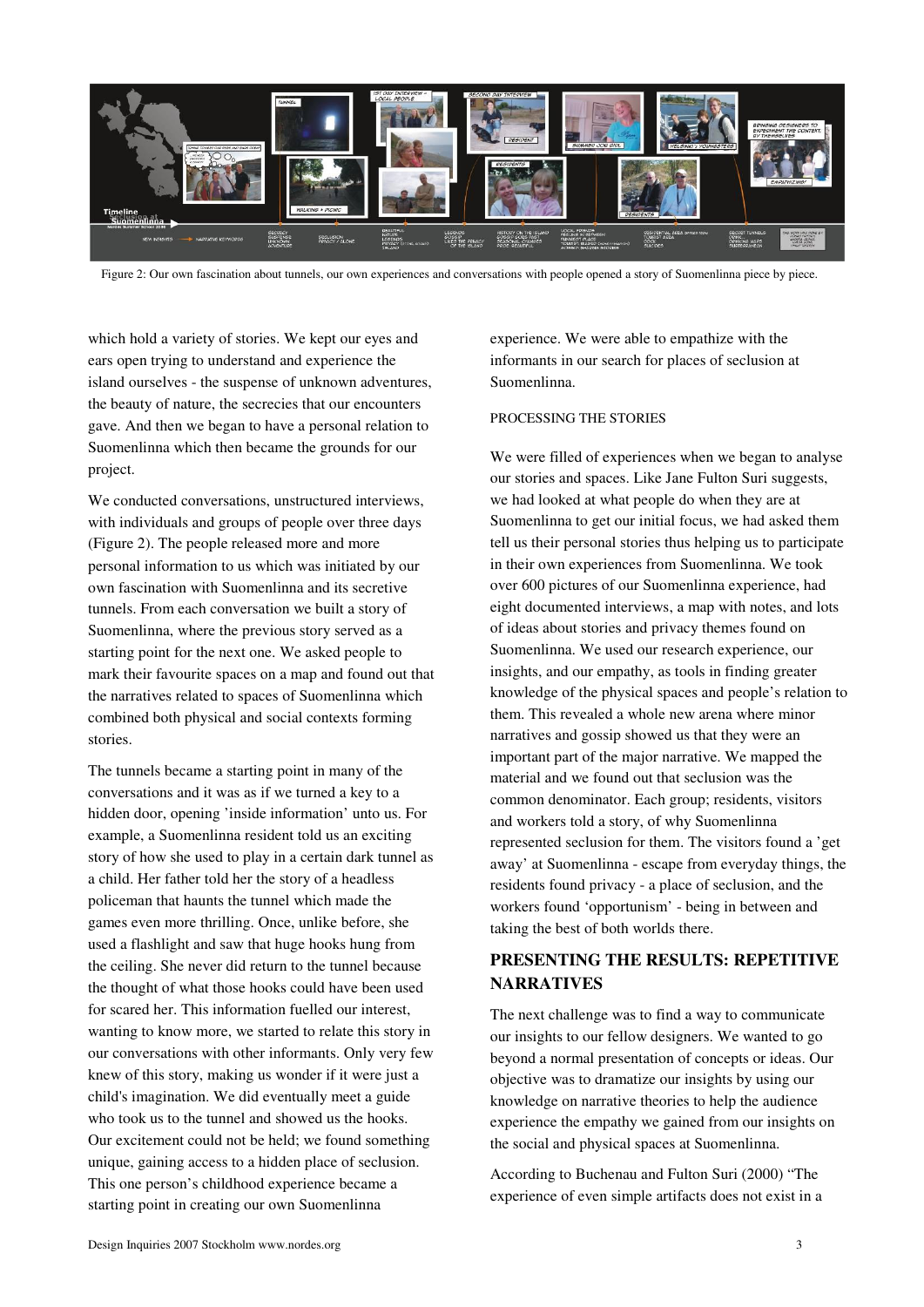Figure 2: Our own fascination about tunnels, our own experiences and conversations with people opened a story of Suomenlinna piece by piece.

which hold a variety of stories. We kept our eyes and ears open trying to understand and experience the island ourselves - the suspense of unknown adventures, the beauty of nature, the secrecies that our encounters gave. And then we began to have a personal relation to Suomenlinna which then became the grounds for our project.

We conducted conversations, unstructured interviews, with individuals and groups of people over three days (Figure 2). The people released more and more personal information to us which was initiated by our own fascination with Suomenlinna and its secretive tunnels. From each conversation we built a story of Suomenlinna, where the previous story served as a starting point for the next one. We asked people to mark their favourite spaces on a map and found out that the narratives related to spaces of Suomenlinna which combined both physical and social contexts forming stories.

The tunnels became a starting point in many of the conversations and it was as if we turned a key to a hidden door, opening 'inside information' unto us. For example, a Suomenlinna resident told us an exciting story of how she used to play in a certain dark tunnel as a child. Her father told her the story of a headless policeman that haunts the tunnel which made the games even more thrilling. Once, unlike before, she used a flashlight and saw that huge hooks hung from the ceiling. She never did return to the tunnel because the thought of what those hooks could have been used for scared her. This information fuelled our interest, wanting to know more, we started to relate this story in our conversations with other informants. Only very few knew of this story, making us wonder if it were just a child's imagination. We did eventually meet a guide who took us to the tunnel and showed us the hooks. Our excitement could not be held; we found something unique, gaining access to a hidden place of seclusion. This one person's childhood experience became a starting point in creating our own Suomenlinna experience. We were able to empathize with the informants in our search for places of seclusion at Suomenlinna.

PROCESSING THE STORIES

We were filled of experiences when we began to analyse our stories and spaces. Like Jane Fulton Suri suggests, we had looked at what people do when they are at Suomenlinna to get our initial focus, we had asked them tell us their personal stories thus helping us to participate in their own experiences from Suomenlinna. We took over 600 pictures of our Suomenlinna experience, had eight documented interviews, a map with notes, and lots of ideas about stories and privacy themes found on Suomenlinna. We used our research experience, our insights, and our empathy, as tools in finding greater knowledge of the physical spaces and people's relation to them. This revealed a whole new arena where minor narratives and gossip showed us that they were an important part of the major narrative. We mapped the material and we found out that seclusion was the common denominator. Each group; residents, visitors and workers told a story, of why Suomenlinna represented seclusion for them. The visitors found a 'get away' at Suomenlinna - escape from everyday things, the residents found privacy - a place of seclusion, and the workers found 'opportunism' - being in between and taking the best of both worlds there.

## PRESENTING THE RESULTS: REPETITIVE NARRATIVES

The next challenge was to find a way to communicate our insights to our fellow designers. We wanted to go beyond a normal presentation of concepts or ideas. Our objective was to dramatize our insights by using our knowledge on narrative theories to help the audience experience the empathy we gained from our insights on the social and physical spaces at Suomenlinna.

According to Buchenau and Fulton Suri (2000) "The experience of even simple artifacts does not exist in a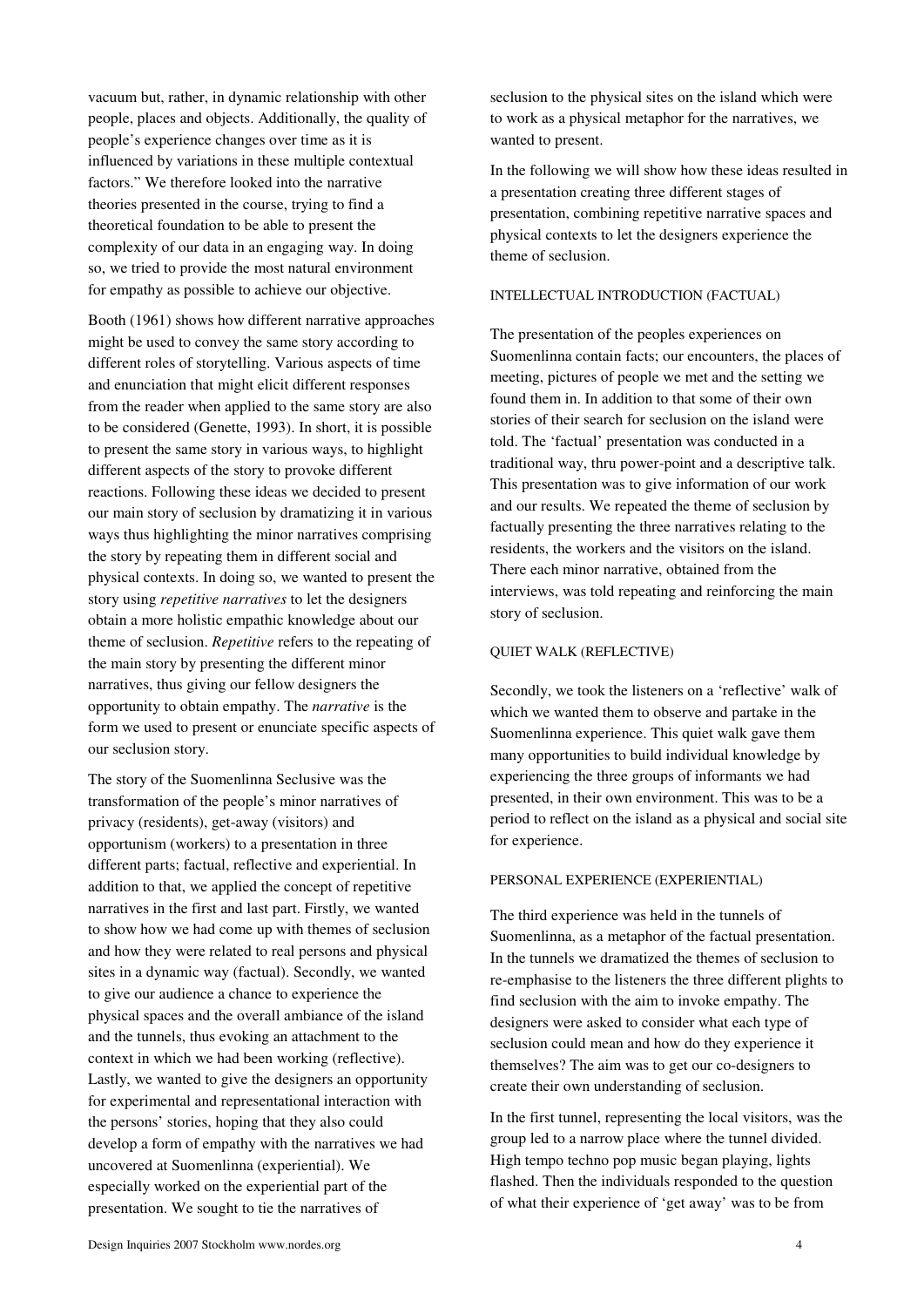vacuum but, rather, in dynamic relationship with other people, places and objects. Additionally, the quality of people's experience changes over time as it is influenced by variations in these multiple contextual factors." We therefore looked into the narrative theories presented in the course, trying to find a theoretical foundation to be able to present the complexity of our data in an engaging way. In doing so, we tried to provide the most natural environment for empathy as possible to achieve our objective.

Booth (1961) shows how different narrative approaches might be used to convey the same story according to different roles of storytelling. Various aspects of time and enunciation that might elicit different responses from the reader when applied to the same story are also to be considered (Genette, 1993). In short, it is possible to present the same story in various ways, to highlight different aspects of the story to provoke different reactions. Following these ideas we decided to present our main story of seclusion by dramatizing it in various ways thus highlighting the minor narratives comprising the story by repeating them in different social and physical contexts. In doing so, we wanted to present the story using *repetitive narratives* to let the designers obtain a more holistic empathic knowledge about our theme of seclusion. *Repetitive* refers to the repeating of the main story by presenting the different minor narratives, thus giving our fellow designers the opportunity to obtain empathy. The *narrative* is the form we used to present or enunciate specific aspects of our seclusion story.

The story of the Suomenlinna Seclusive was the transformation of the people's minor narratives of privacy (residents), get-away (visitors) and opportunism (workers) to a presentation in three different parts; factual, reflective and experiential. In addition to that, we applied the concept of repetitive narratives in the first and last part. Firstly, we wanted to show how we had come up with themes of seclusion and how they were related to real persons and physical sites in a dynamic way (factual). Secondly, we wanted to give our audience a chance to experience the physical spaces and the overall ambiance of the island and the tunnels, thus evoking an attachment to the context in which we had been working (reflective). Lastly, we wanted to give the designers an opportunity for experimental and representational interaction with the persons' stories, hoping that they also could develop a form of empathy with the narratives we had uncovered at Suomenlinna (experiential). We especially worked on the experiential part of the presentation. We sought to tie the narratives of seclusion to the physical sites on the island which were to work as a physical metaphor for the narratives, we wanted to present.

In the following we will show how these ideas resulted in a presentation creating three different stages of presentation, combining repetitive narrative spaces and physical contexts to let the designers experience the theme of seclusion.

### INTELLECTUAL INTRODUCTION (FACTUAL)

The presentation of the peoples experiences on Suomenlinna contain facts; our encounters, the places of meeting, pictures of people we met and the setting we found them in. In addition to that some of their own stories of their search for seclusion on the island were told. The 'factual' presentation was conducted in a traditional way, thru power-point and a descriptive talk. This presentation was to give information of our work and our results. We repeated the theme of seclusion by factually presenting the three narratives relating to the residents, the workers and the visitors on the island. There each minor narrative, obtained from the interviews, was told repeating and reinforcing the main story of seclusion.

### QUIET WALK (REFLECTIVE)

Secondly, we took the listeners on a 'reflective' walk of which we wanted them to observe and partake in the Suomenlinna experience. This quiet walk gave them many opportunities to build individual knowledge by experiencing the three groups of informants we had presented, in their own environment. This was to be a period to reflect on the island as a physical and social site for experience.

### PERSONAL EXPERIENCE (EXPERIENTIAL)

The third experience was held in the tunnels of Suomenlinna, as a metaphor of the factual presentation. In the tunnels we dramatized the themes of seclusion to re-emphasise to the listeners the three different plights to find seclusion with the aim to invoke empathy. The designers were asked to consider what each type of seclusion could mean and how do they experience it themselves? The aim was to get our co-designers to create their own understanding of seclusion.

In the first tunnel, representing the local visitors, was the group led to a narrow place where the tunnel divided. High tempo techno pop music began playing, lights flashed. Then the individuals responded to the question of what their experience of 'get away' was to be from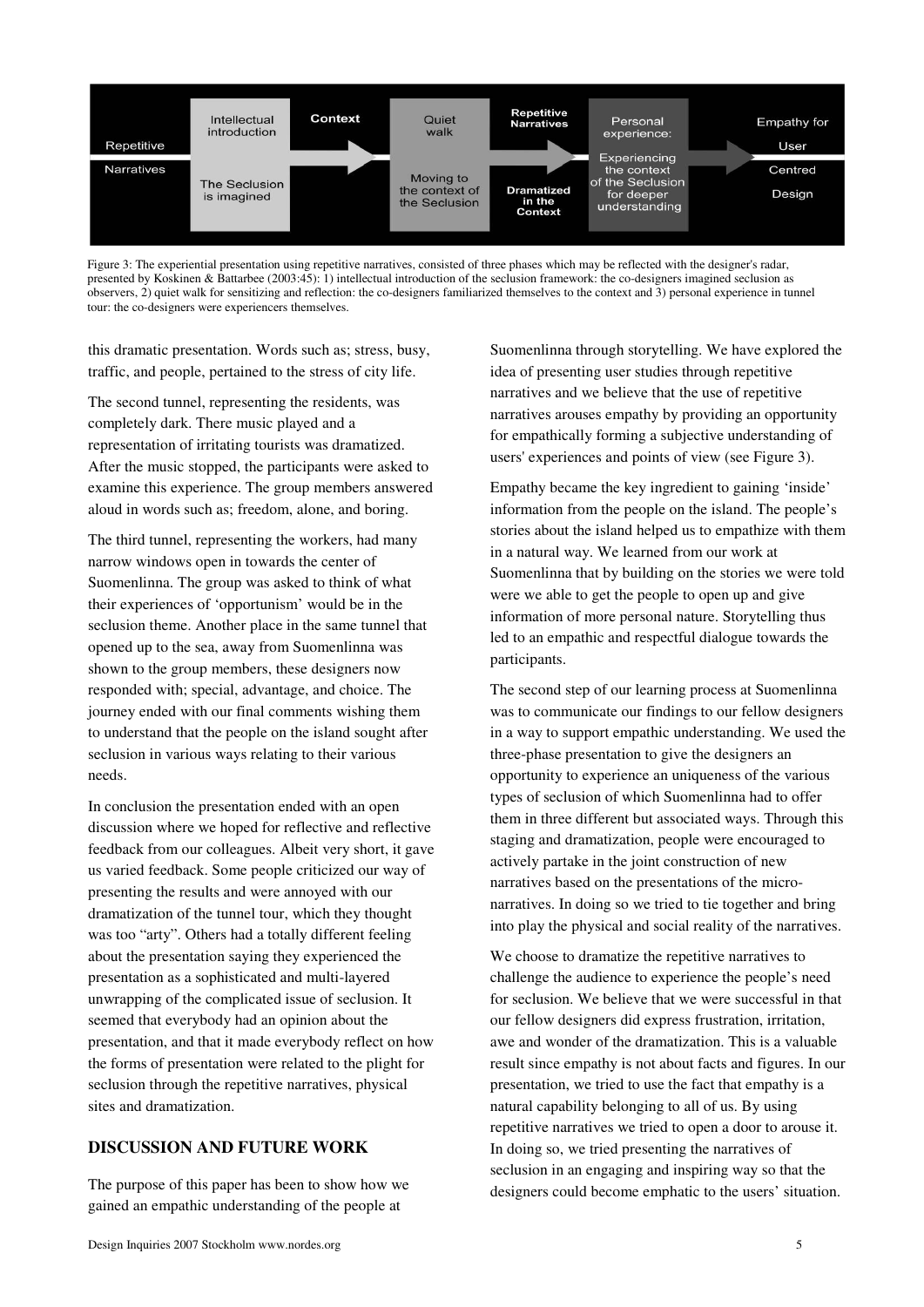Figure 3: The experiential presentation using repetitive narratives, consisted of three phases which may be reflected with the designer's radar, presented by Koskinen & Battarbee (2003:45): 1) intellectual introduction of the seclusion framework: the co-designers imagined seclusion as observers, 2) quiet walk for sensitizing and reflection: the co-designers familiarized themselves to the context and 3) personal experience in tunnel tour: the co-designers were experiencers themselves.

this dramatic presentation. Words such as; stress, busy, traffic, and people, pertained to the stress of city life.

The second tunnel, representing the residents, was completely dark. There music played and a representation of irritating tourists was dramatized. After the music stopped, the participants were asked to examine this experience. The group members answered aloud in words such as; freedom, alone, and boring.

The third tunnel, representing the workers, had many narrow windows open in towards the center of Suomenlinna. The group was asked to think of what their experiences of 'opportunism' would be in the seclusion theme. Another place in the same tunnel that opened up to the sea, away from Suomenlinna was shown to the group members, these designers now responded with; special, advantage, and choice. The journey ended with our final comments wishing them to understand that the people on the island sought after seclusion in various ways relating to their various needs.

In conclusion the presentation ended with an open discussion where we hoped for reflective and reflective feedback from our colleagues. Albeit very short, it gave us varied feedback. Some people criticized our way of presenting the results and were annoyed with our dramatization of the tunnel tour, which they thought was too "arty". Others had a totally different feeling about the presentation saying they experienced the presentation as a sophisticated and multi-layered unwrapping of the complicated issue of seclusion. It seemed that everybody had an opinion about the presentation, and that it made everybody reflect on how the forms of presentation were related to the plight for seclusion through the repetitive narratives, physical sites and dramatization.

## DISCUSSION AND FUTURE WORK

The purpose of this paper has been to show how we gained an empathic understanding of the people at Suomenlinna through storytelling. We have explored the idea of presenting user studies through repetitive narratives and we believe that the use of repetitive narratives arouses empathy by providing an opportunity for empathically forming a subjective understanding of users' experiences and points of view (see Figure 3).

Empathy became the key ingredient to gaining 'inside' information from the people on the island. The people's stories about the island helped us to empathize with them in a natural way. We learned from our work at Suomenlinna that by building on the stories we were told were we able to get the people to open up and give information of more personal nature. Storytelling thus led to an empathic and respectful dialogue towards the participants.

The second step of our learning process at Suomenlinna was to communicate our findings to our fellow designers in a way to support empathic understanding. We used the three-phase presentation to give the designers an opportunity to experience an uniqueness of the various types of seclusion of which Suomenlinna had to offer them in three different but associated ways. Through this staging and dramatization, people were encouraged to actively partake in the joint construction of new narratives based on the presentations of the micro-narratives. In doing so we tried to tie together and bring into play the physical and social reality of the narratives.

We choose to dramatize the repetitive narratives to challenge the audience to experience the people's need for seclusion. We believe that we were successful in that our fellow designers did express frustration, irritation, awe and wonder of the dramatization. This is a valuable result since empathy is not about facts and figures. In our presentation, we tried to use the fact that empathy is a natural capability belonging to all of us. By using repetitive narratives we tried to open a door to arouse it. In doing so, we tried presenting the narratives of seclusion in an engaging and inspiring way so that the designers could become emphatic to the users' situation.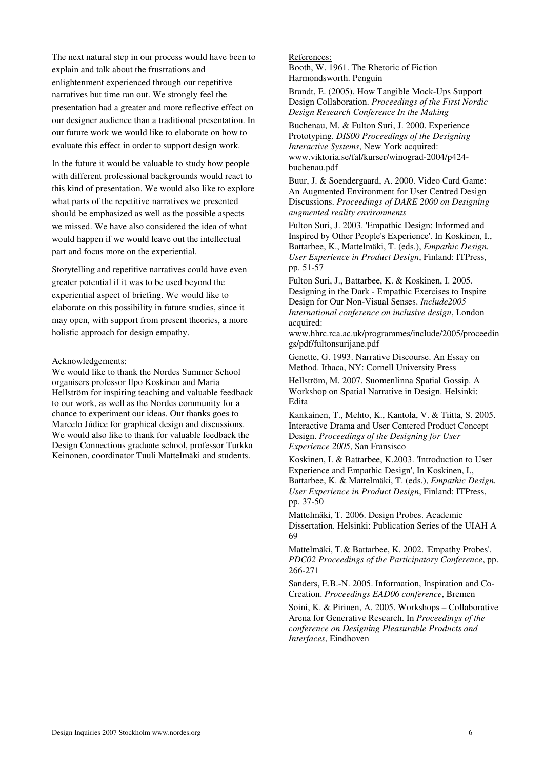The next natural step in our process would have been to explain and talk about the frustrations and enlightenment experienced through our repetitive narratives but time ran out. We strongly feel the presentation had a greater and more reflective effect on our designer audience than a traditional presentation. In our future work we would like to elaborate on how to evaluate this effect in order to support design work.

In the future it would be valuable to study how people with different professional backgrounds would react to this kind of presentation. We would also like to explore what parts of the repetitive narratives we presented should be emphasized as well as the possible aspects we missed. We have also considered the idea of what would happen if we would leave out the intellectual part and focus more on the experiential.

Storytelling and repetitive narratives could have even greater potential if it was to be used beyond the experiential aspect of briefing. We would like to elaborate on this possibility in future studies, since it may open, with support from present theories, a more holistic approach for design empathy.

Acknowledgements:

We would like to thank the Nordes Summer School organisers professor Ilpo Koskinen and Maria Hellström for inspiring teaching and valuable feedback to our work, as well as the Nordes community for a chance to experiment our ideas. Our thanks goes to Marcelo Júdice for graphical design and discussions. We would also like to thank for valuable feedback the Design Connections graduate school, professor Turkka Keinonen, coordinator Tuuli Mattelmäki and students.

References:

Booth, W. 1961. The Rhetoric of Fiction Harmondsworth. Penguin

Brandt, E. (2005). How Tangible Mock-Ups Support Design Collaboration. *Proceedings of the First Nordic Design Research Conference In the Making*

Buchenau, M. & Fulton Suri, J. 2000. Experience Prototyping. *DIS00 Proceedings of the Designing Interactive Systems*, New York acquired: www.viktoria.se/fal/kurser/winograd-2004/p424-buchenau.pdf

Buur, J. & Soendergaard, A. 2000. Video Card Game: An Augmented Environment for User Centred Design Discussions. *Proceedings of DARE 2000 on Designing augmented reality environments*

Fulton Suri, J. 2003. 'Empathic Design: Informed and Inspired by Other People's Experience'. In Koskinen, I., Battarbee, K., Mattelmäki, T. (eds.), *Empathic Design. User Experience in Product Design*, Finland: ITPress, pp. 51-57

Fulton Suri, J., Battarbee, K. & Koskinen, I. 2005. Designing in the Dark - Empathic Exercises to Inspire Design for Our Non-Visual Senses. *Include2005 International conference on inclusive design*, London acquired: www.hhrc.rca.ac.uk/programmes/include/2005/proceedings/pdf/fultonsurijane.pdf

Genette, G. 1993. Narrative Discourse. An Essay on Method. Ithaca, NY: Cornell University Press

Hellström, M. 2007. Suomenlinna Spatial Gossip. A Workshop on Spatial Narrative in Design. Helsinki: Edita

Kankainen, T., Mehto, K., Kantola, V. & Tiitta, S. 2005. Interactive Drama and User Centered Product Concept Design. *Proceedings of the Designing for User Experience 2005*, San Fransisco

Koskinen, I. & Battarbee, K.2003. 'Introduction to User Experience and Empathic Design', In Koskinen, I., Battarbee, K. & Mattelmäki, T. (eds.), *Empathic Design. User Experience in Product Design*, Finland: ITPress, pp. 37-50

Mattelmäki, T. 2006. Design Probes. Academic Dissertation. Helsinki: Publication Series of the UIAH A 69

Mattelmäki, T.& Battarbee, K. 2002. 'Empathy Probes'. *PDC02 Proceedings of the Participatory Conference*, pp. 266-271

Sanders, E.B.-N. 2005. Information, Inspiration and Co-Creation. *Proceedings EAD06 conference*, Bremen

Soini, K. & Pirinen, A. 2005. Workshops – Collaborative Arena for Generative Research. In *Proceedings of the conference on Designing Pleasurable Products and Interfaces*, Eindhoven